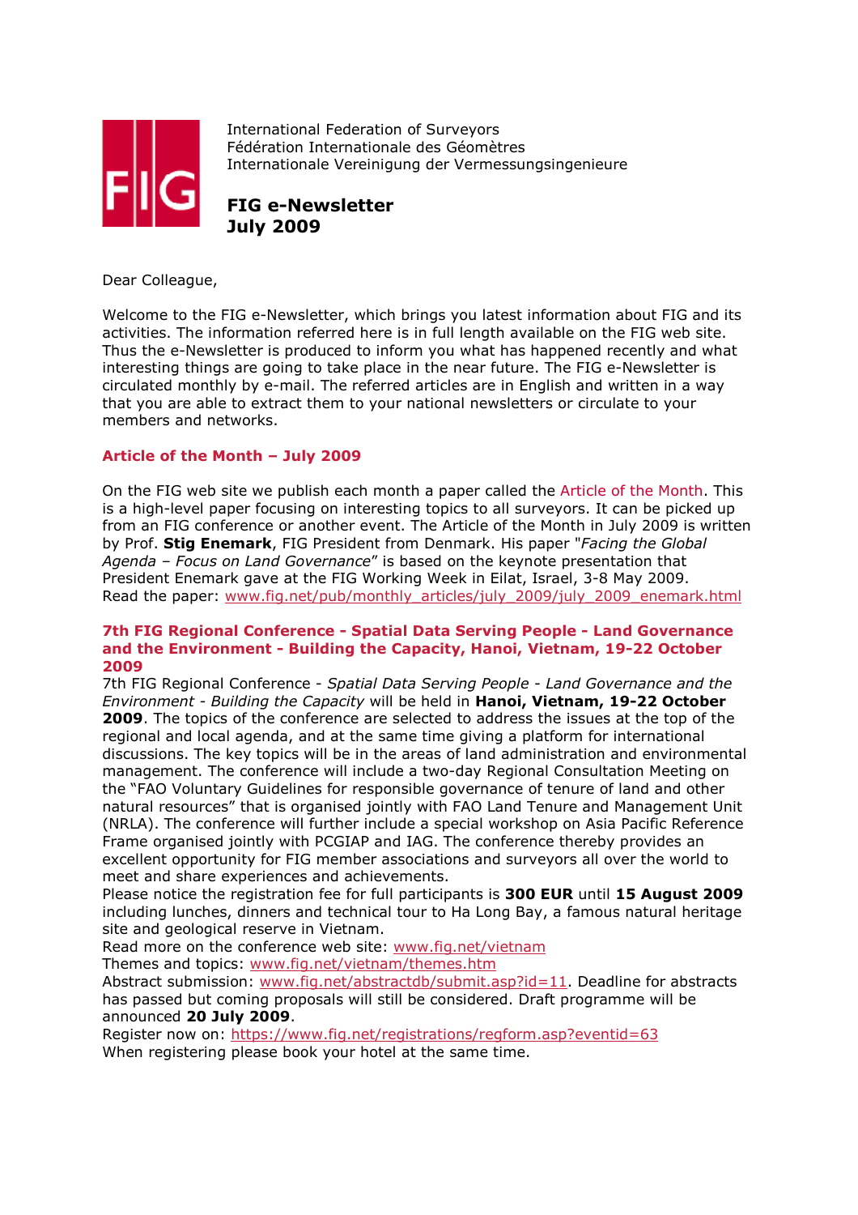International Federation of Surveyors
Fédération Internationale des Géomètres
Internationale Vereinigung der Vermessungsingenieure

# FIG e-Newsletter
# July 2009

Dear Colleague,

Welcome to the FIG e-Newsletter, which brings you latest information about FIG and its activities. The information referred here is in full length available on the FIG web site. Thus the e-Newsletter is produced to inform you what has happened recently and what interesting things are going to take place in the near future. The FIG e-Newsletter is circulated monthly by e-mail. The referred articles are in English and written in a way that you are able to extract them to your national newsletters or circulate to your members and networks.

## Article of the Month – July 2009

On the FIG web site we publish each month a paper called the Article of the Month. This is a high-level paper focusing on interesting topics to all surveyors. It can be picked up from an FIG conference or another event. The Article of the Month in July 2009 is written by Prof. **Stig Enemark**, FIG President from Denmark. His paper "*Facing the Global Agenda – Focus on Land Governance*" is based on the keynote presentation that President Enemark gave at the FIG Working Week in Eilat, Israel, 3-8 May 2009.
Read the paper: www.fig.net/pub/monthly_articles/july_2009/july_2009_enemark.html

## 7th FIG Regional Conference - Spatial Data Serving People - Land Governance and the Environment - Building the Capacity, Hanoi, Vietnam, 19-22 October 2009

7th FIG Regional Conference - *Spatial Data Serving People - Land Governance and the Environment - Building the Capacity* will be held in **Hanoi, Vietnam, 19-22 October 2009**. The topics of the conference are selected to address the issues at the top of the regional and local agenda, and at the same time giving a platform for international discussions. The key topics will be in the areas of land administration and environmental management. The conference will include a two-day Regional Consultation Meeting on the "FAO Voluntary Guidelines for responsible governance of tenure of land and other natural resources" that is organised jointly with FAO Land Tenure and Management Unit (NRLA). The conference will further include a special workshop on Asia Pacific Reference Frame organised jointly with PCGIAP and IAG. The conference thereby provides an excellent opportunity for FIG member associations and surveyors all over the world to meet and share experiences and achievements.
Please notice the registration fee for full participants is **300 EUR** until **15 August 2009** including lunches, dinners and technical tour to Ha Long Bay, a famous natural heritage site and geological reserve in Vietnam.
Read more on the conference web site: www.fig.net/vietnam
Themes and topics: www.fig.net/vietnam/themes.htm
Abstract submission: www.fig.net/abstractdb/submit.asp?id=11. Deadline for abstracts has passed but coming proposals will still be considered. Draft programme will be announced **20 July 2009**.
Register now on: https://www.fig.net/registrations/regform.asp?eventid=63
When registering please book your hotel at the same time.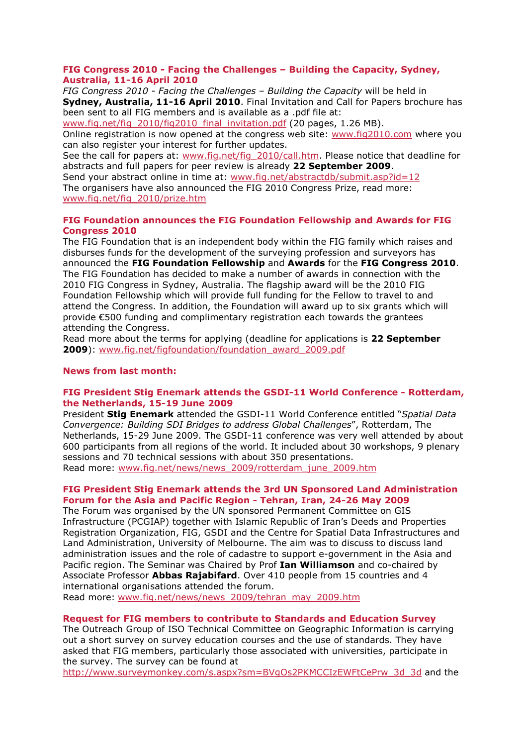### FIG Congress 2010 - Facing the Challenges – Building the Capacity, Sydney, Australia, 11-16 April 2010

*FIG Congress 2010 - Facing the Challenges – Building the Capacity* will be held in **Sydney, Australia, 11-16 April 2010**. Final Invitation and Call for Papers brochure has been sent to all FIG members and is available as a .pdf file at: www.fig.net/fig_2010/fig2010_final_invitation.pdf (20 pages, 1.26 MB).
Online registration is now opened at the congress web site: www.fig2010.com where you can also register your interest for further updates.
See the call for papers at: www.fig.net/fig_2010/call.htm. Please notice that deadline for abstracts and full papers for peer review is already **22 September 2009**.
Send your abstract online in time at: www.fig.net/abstractdb/submit.asp?id=12
The organisers have also announced the FIG 2010 Congress Prize, read more: www.fig.net/fig_2010/prize.htm

### FIG Foundation announces the FIG Foundation Fellowship and Awards for FIG Congress 2010

The FIG Foundation that is an independent body within the FIG family which raises and disburses funds for the development of the surveying profession and surveyors has announced the **FIG Foundation Fellowship** and **Awards** for the **FIG Congress 2010**. The FIG Foundation has decided to make a number of awards in connection with the 2010 FIG Congress in Sydney, Australia. The flagship award will be the 2010 FIG Foundation Fellowship which will provide full funding for the Fellow to travel to and attend the Congress. In addition, the Foundation will award up to six grants which will provide €500 funding and complimentary registration each towards the grantees attending the Congress.
Read more about the terms for applying (deadline for applications is **22 September 2009**): www.fig.net/figfoundation/foundation_award_2009.pdf

### News from last month:

### FIG President Stig Enemark attends the GSDI-11 World Conference - Rotterdam, the Netherlands, 15-19 June 2009

President **Stig Enemark** attended the GSDI-11 World Conference entitled "*Spatial Data Convergence: Building SDI Bridges to address Global Challenges*", Rotterdam, The Netherlands, 15-29 June 2009. The GSDI-11 conference was very well attended by about 600 participants from all regions of the world. It included about 30 workshops, 9 plenary sessions and 70 technical sessions with about 350 presentations.
Read more: www.fig.net/news/news_2009/rotterdam_june_2009.htm

### FIG President Stig Enemark attends the 3rd UN Sponsored Land Administration Forum for the Asia and Pacific Region - Tehran, Iran, 24-26 May 2009

The Forum was organised by the UN sponsored Permanent Committee on GIS Infrastructure (PCGIAP) together with Islamic Republic of Iran's Deeds and Properties Registration Organization, FIG, GSDI and the Centre for Spatial Data Infrastructures and Land Administration, University of Melbourne. The aim was to discuss to discuss land administration issues and the role of cadastre to support e-government in the Asia and Pacific region. The Seminar was Chaired by Prof **Ian Williamson** and co-chaired by Associate Professor **Abbas Rajabifard**. Over 410 people from 15 countries and 4 international organisations attended the forum.
Read more: www.fig.net/news/news_2009/tehran_may_2009.htm

### Request for FIG members to contribute to Standards and Education Survey

The Outreach Group of ISO Technical Committee on Geographic Information is carrying out a short survey on survey education courses and the use of standards. They have asked that FIG members, particularly those associated with universities, participate in the survey. The survey can be found at http://www.surveymonkey.com/s.aspx?sm=BVgOs2PKMCCIzEWFtCePrw_3d_3d and the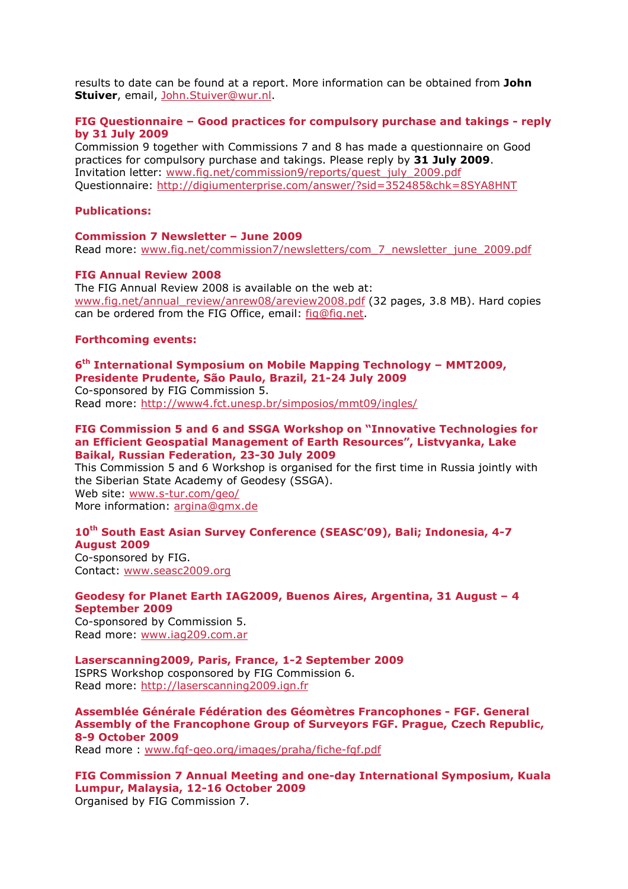results to date can be found at a report. More information can be obtained from **John Stuiver**, email, John.Stuiver@wur.nl.

### FIG Questionnaire – Good practices for compulsory purchase and takings - reply by 31 July 2009

Commission 9 together with Commissions 7 and 8 has made a questionnaire on Good practices for compulsory purchase and takings. Please reply by **31 July 2009**.
Invitation letter: www.fig.net/commission9/reports/quest_july_2009.pdf
Questionnaire: http://digiumenterprise.com/answer/?sid=352485&chk=8SYA8HNT

## Publications:

### Commission 7 Newsletter – June 2009

Read more: www.fig.net/commission7/newsletters/com_7_newsletter_june_2009.pdf

### FIG Annual Review 2008

The FIG Annual Review 2008 is available on the web at:
www.fig.net/annual_review/anrew08/areview2008.pdf (32 pages, 3.8 MB). Hard copies can be ordered from the FIG Office, email: fig@fig.net.

## Forthcoming events:

### 6th International Symposium on Mobile Mapping Technology – MMT2009, Presidente Prudente, São Paulo, Brazil, 21-24 July 2009

Co-sponsored by FIG Commission 5.
Read more: http://www4.fct.unesp.br/simposios/mmt09/ingles/

### FIG Commission 5 and 6 and SSGA Workshop on "Innovative Technologies for an Efficient Geospatial Management of Earth Resources", Listvyanka, Lake Baikal, Russian Federation, 23-30 July 2009

This Commission 5 and 6 Workshop is organised for the first time in Russia jointly with the Siberian State Academy of Geodesy (SSGA).
Web site: www.s-tur.com/geo/
More information: argina@gmx.de

### 10th South East Asian Survey Conference (SEASC'09), Bali; Indonesia, 4-7 August 2009

Co-sponsored by FIG.
Contact: www.seasc2009.org

### Geodesy for Planet Earth IAG2009, Buenos Aires, Argentina, 31 August – 4 September 2009

Co-sponsored by Commission 5.
Read more: www.iag209.com.ar

### Laserscanning2009, Paris, France, 1-2 September 2009

ISPRS Workshop cosponsored by FIG Commission 6.
Read more: http://laserscanning2009.ign.fr

### Assemblée Générale Fédération des Géomètres Francophones - FGF. General Assembly of the Francophone Group of Surveyors FGF. Prague, Czech Republic, 8-9 October 2009

Read more : www.fgf-geo.org/images/praha/fiche-fgf.pdf

### FIG Commission 7 Annual Meeting and one-day International Symposium, Kuala Lumpur, Malaysia, 12-16 October 2009

Organised by FIG Commission 7.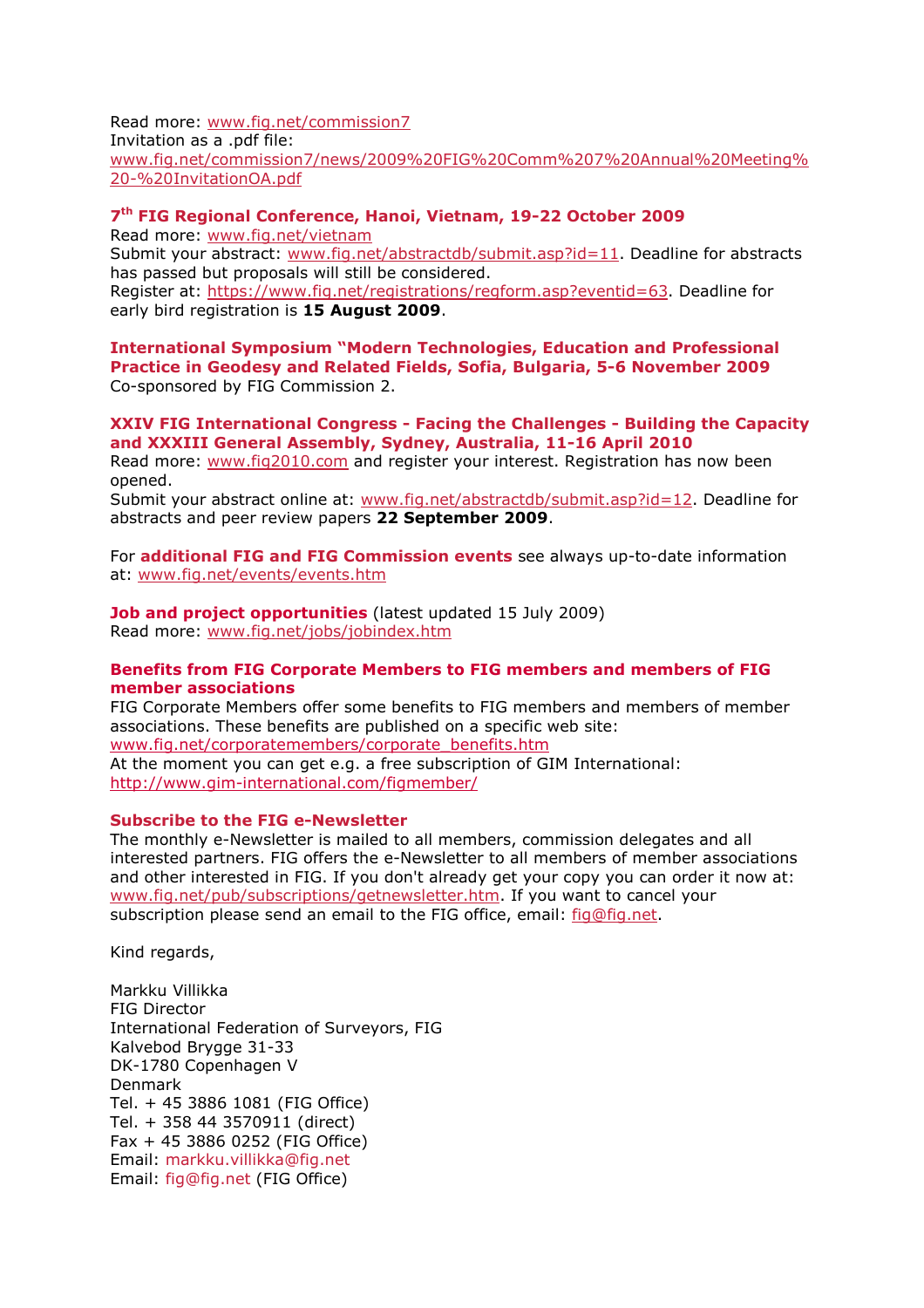Read more: www.fig.net/commission7
Invitation as a .pdf file:
www.fig.net/commission7/news/2009%20FIG%20Comm%207%20Annual%20Meeting%20-%20InvitationOA.pdf

**7th FIG Regional Conference, Hanoi, Vietnam, 19-22 October 2009**
Read more: www.fig.net/vietnam
Submit your abstract: www.fig.net/abstractdb/submit.asp?id=11. Deadline for abstracts has passed but proposals will still be considered.
Register at: https://www.fig.net/registrations/regform.asp?eventid=63. Deadline for early bird registration is **15 August 2009**.

**International Symposium "Modern Technologies, Education and Professional Practice in Geodesy and Related Fields, Sofia, Bulgaria, 5-6 November 2009**
Co-sponsored by FIG Commission 2.

**XXIV FIG International Congress - Facing the Challenges - Building the Capacity and XXXIII General Assembly, Sydney, Australia, 11-16 April 2010**
Read more: www.fig2010.com and register your interest. Registration has now been opened.
Submit your abstract online at: www.fig.net/abstractdb/submit.asp?id=12. Deadline for abstracts and peer review papers **22 September 2009**.

For **additional FIG and FIG Commission events** see always up-to-date information at: www.fig.net/events/events.htm

**Job and project opportunities** (latest updated 15 July 2009)
Read more: www.fig.net/jobs/jobindex.htm

**Benefits from FIG Corporate Members to FIG members and members of FIG member associations**
FIG Corporate Members offer some benefits to FIG members and members of member associations. These benefits are published on a specific web site:
www.fig.net/corporatemembers/corporate_benefits.htm
At the moment you can get e.g. a free subscription of GIM International:
http://www.gim-international.com/figmember/

**Subscribe to the FIG e-Newsletter**
The monthly e-Newsletter is mailed to all members, commission delegates and all interested partners. FIG offers the e-Newsletter to all members of member associations and other interested in FIG. If you don't already get your copy you can order it now at: www.fig.net/pub/subscriptions/getnewsletter.htm. If you want to cancel your subscription please send an email to the FIG office, email: fig@fig.net.

Kind regards,

Markku Villikka
FIG Director
International Federation of Surveyors, FIG
Kalvebod Brygge 31-33
DK-1780 Copenhagen V
Denmark
Tel. + 45 3886 1081 (FIG Office)
Tel. + 358 44 3570911 (direct)
Fax + 45 3886 0252 (FIG Office)
Email: markku.villikka@fig.net
Email: fig@fig.net (FIG Office)